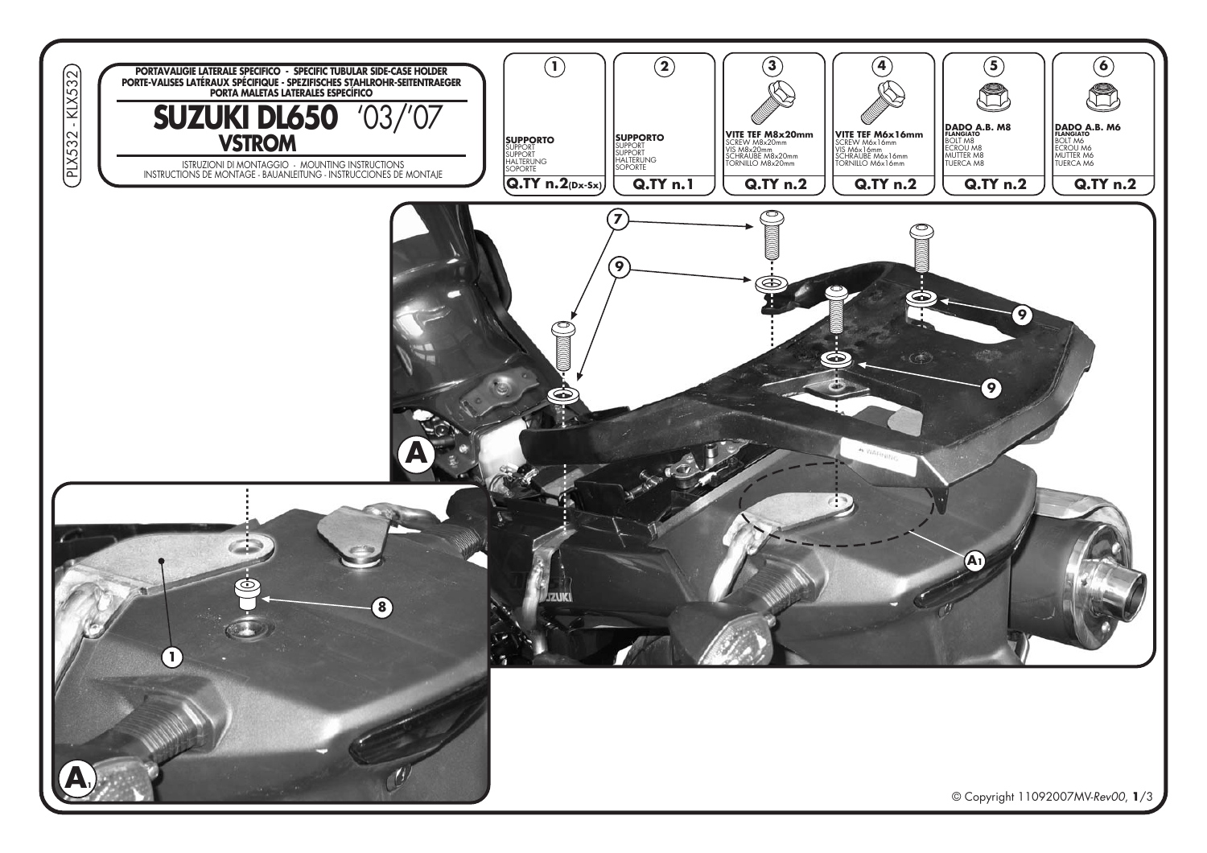PLX532 - KLX532

**PORTAVALIGIE LATERALE SPECIFICO - SPECIFIC TUBULAR SIDE-CASE HOLDER**
**PORTE-VALISES LATÉRAUX SPÉCIFIQUE - SPEZIFISCHES STAHLROHR-SEITENTRAEGER**
**PORTA MALETAS LATERALES ESPECÍFICO**

# SUZUKI DL650 '03/'07
## VSTROM

ISTRUZIONI DI MONTAGGIO - MOUNTING INSTRUCTIONS
INSTRUCTIONS DE MONTAGE - BAUANLEITUNG - INSTRUCCIONES DE MONTAJE

| 1 | 2 | 3 | 4 | 5 | 6 |
|---|---|---|---|---|---|
| **SUPPORTO** SUPPORT SUPPORT HALTERUNG SOPORTE | **SUPPORTO** SUPPORT SUPPORT HALTERUNG SOPORTE | **VITE TEF M8x20mm** SCREW M8x20mm VIS M8x20mm SCHRAUBE M8x20mm TORNILLO M8x20mm | **VITE TEF M6x16mm** SCREW M6x16mm VIS M6x16mm SCHRAUBE M6x16mm TORNILLO M6x16mm | **DADO A.B. M8** **FLANGIATO** BOLT M8 ECROU M8 MUTTER M8 TUERCA M8 | **DADO A.B. M6** **FLANGIATO** BOLT M6 ECROU M6 MUTTER M6 TUERCA M6 |
| **Q.TY n.2**(Dx-Sx) | **Q.TY n.1** | **Q.TY n.2** | **Q.TY n.2** | **Q.TY n.2** | **Q.TY n.2** |

7

9

9

9

A

A1

8

1

A1

© Copyright 11092007MV-*Rev00*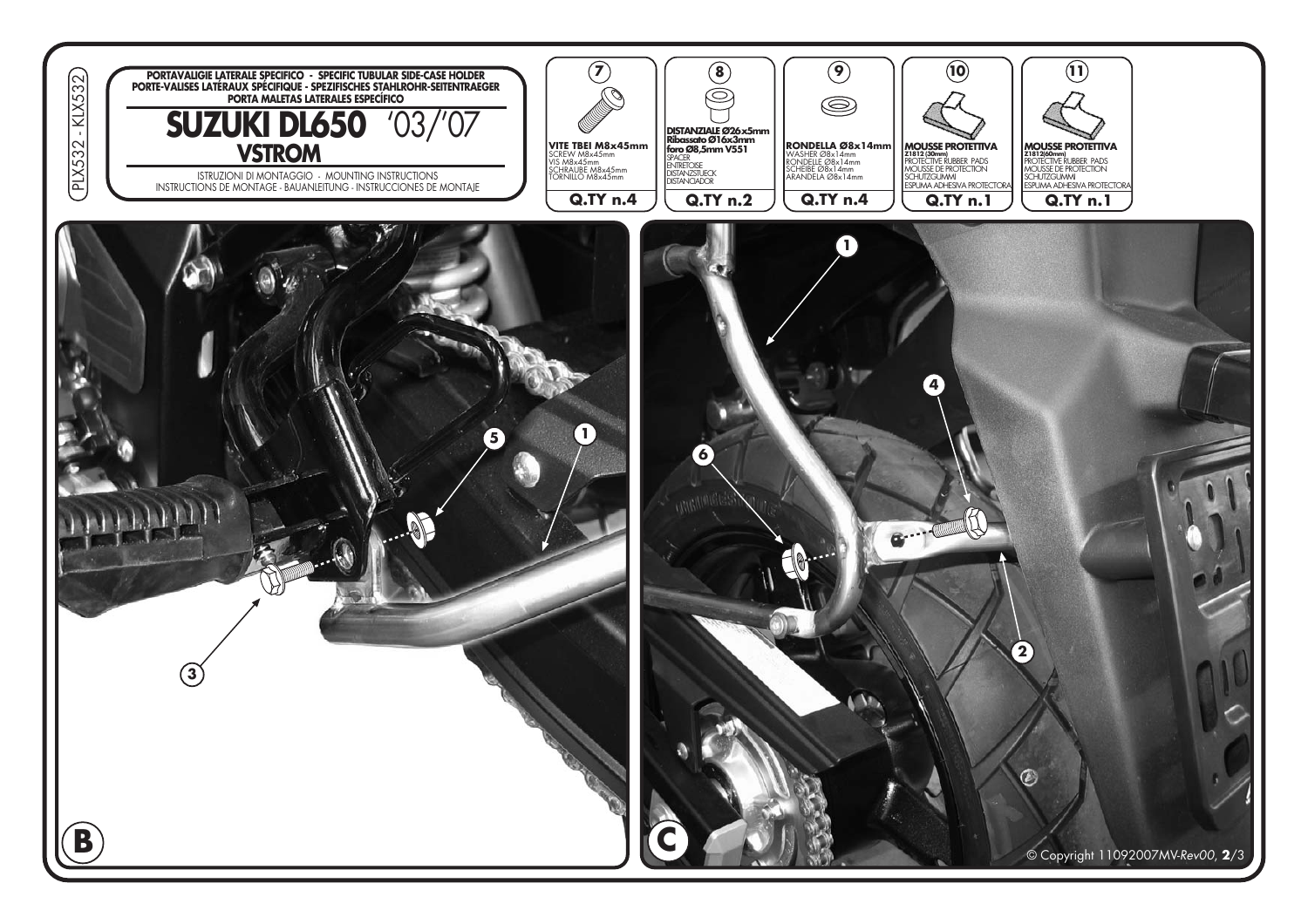PLX532 - KLX532

**PORTAVALIGIE LATERALE SPECIFICO - SPECIFIC TUBULAR SIDE-CASE HOLDER**
**PORTE-VALISES LATÉRAUX SPÉCIFIQUE - SPEZIFISCHES STAHLROHR-SEITENTRAEGER**
**PORTA MALETAS LATERALES ESPECÍFICO**

# SUZUKI DL650 '03/'07
## VSTROM

ISTRUZIONI DI MONTAGGIO - MOUNTING INSTRUCTIONS
INSTRUCTIONS DE MONTAGE - BAUANLEITUNG - INSTRUCCIONES DE MONTAJE

| 7 | 8 | 9 | 10 | 11 |
|---|---|---|---|---|
| **VITE TBEI M8x45mm** SCREW M8x45mm VIS M8x45mm SCHRAUBE M8x45mm TORNILLO M8x45mm | **DISTANZIALE Ø26x5mm Ribassato Ø16x3mm foro Ø8,5mm V551** SPACER ENTRETOISE DISTANZSTUECK DISTANCIADOR | **RONDELLA Ø8x14mm** WASHER Ø8x14mm RONDELLE Ø8x14mm SCHEIBE Ø8x14mm ARANDELA Ø8x14mm | **MOUSSE PROTETTIVA Z1812 (30mm)** PROTECTIVE RUBBER PADS MOUSSE DE PROTECTION SCHUTZGUMMI ESPUMA ADHESIVA PROTECTORA | **MOUSSE PROTETTIVA Z1812(60mm)** PROTECTIVE RUBBER PADS MOUSSE DE PROTECTION SCHUTZGUMMI ESPUMA ADHESIVA PROTECTORA |
| **Q.TY n.4** | **Q.TY n.2** | **Q.TY n.4** | **Q.TY n.1** | **Q.TY n.1** |

B

C

© Copyright 11092007MV-*Rev00*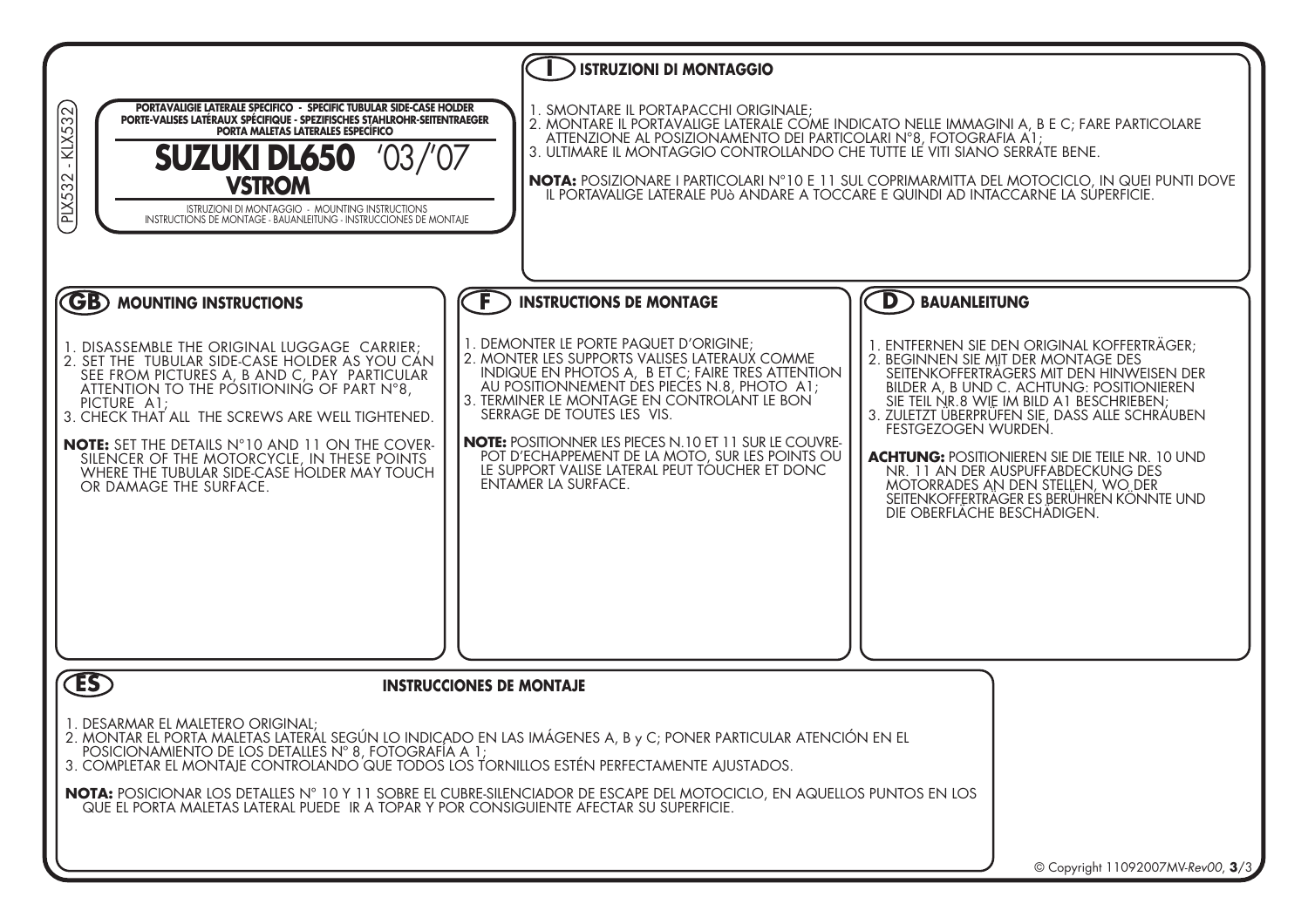PLX532 - KLX532

**PORTAVALIGIE LATERALE SPECIFICO - SPECIFIC TUBULAR SIDE-CASE HOLDER**
**PORTE-VALISES LATÉRAUX SPÉCIFIQUE - SPEZIFISCHES STAHLROHR-SEITENTRAEGER**
**PORTA MALETAS LATERALES ESPECÍFICO**

# SUZUKI DL650 '03/'07 VSTROM

ISTRUZIONI DI MONTAGGIO - MOUNTING INSTRUCTIONS
INSTRUCTIONS DE MONTAGE - BAUANLEITUNG - INSTRUCCIONES DE MONTAJE

## I ISTRUZIONI DI MONTAGGIO

1. SMONTARE IL PORTAPACCHI ORIGINALE;
2. MONTARE IL PORTAVALIGE LATERALE COME INDICATO NELLE IMMAGINI A, B E C; FARE PARTICOLARE ATTENZIONE AL POSIZIONAMENTO DEI PARTICOLARI N°8, FOTOGRAFIA A1;
3. ULTIMARE IL MONTAGGIO CONTROLLANDO CHE TUTTE LE VITI SIANO SERRATE BENE.

**NOTA:** POSIZIONARE I PARTICOLARI N°10 E 11 SUL COPRIMARMITTA DEL MOTOCICLO, IN QUEI PUNTI DOVE IL PORTAVALIGE LATERALE PUò ANDARE A TOCCARE E QUINDI AD INTACCARNE LA SUPERFICIE.

## GB MOUNTING INSTRUCTIONS

1. DISASSEMBLE THE ORIGINAL LUGGAGE CARRIER;
2. SET THE TUBULAR SIDE-CASE HOLDER AS YOU CAN SEE FROM PICTURES A, B AND C, PAY PARTICULAR ATTENTION TO THE POSITIONING OF PART N°8, PICTURE A1;
3. CHECK THAT ALL THE SCREWS ARE WELL TIGHTENED.

**NOTE:** SET THE DETAILS N°10 AND 11 ON THE COVER-SILENCER OF THE MOTORCYCLE, IN THESE POINTS WHERE THE TUBULAR SIDE-CASE HOLDER MAY TOUCH OR DAMAGE THE SURFACE.

## F INSTRUCTIONS DE MONTAGE

1. DEMONTER LE PORTE PAQUET D'ORIGINE;
2. MONTER LES SUPPORTS VALISES LATERAUX COMME INDIQUE EN PHOTOS A, B ET C; FAIRE TRES ATTENTION AU POSITIONNEMENT DES PIECES N.8, PHOTO A1;
3. TERMINER LE MONTAGE EN CONTROLANT LE BON SERRAGE DE TOUTES LES VIS.

**NOTE:** POSITIONNER LES PIECES N.10 ET 11 SUR LE COUVRE-POT D'ECHAPPEMENT DE LA MOTO, SUR LES POINTS OU LE SUPPORT VALISE LATERAL PEUT TOUCHER ET DONC ENTAMER LA SURFACE.

## D BAUANLEITUNG

1. ENTFERNEN SIE DEN ORIGINAL KOFFERTRÄGER;
2. BEGINNEN SIE MIT DER MONTAGE DES SEITENKOFFERTRÄGERS MIT DEN HINWEISEN DER BILDER A, B UND C. ACHTUNG: POSITIONIEREN SIE TEIL NR.8 WIE IM BILD A1 BESCHRIEBEN;
3. ZULETZT ÜBERPRÜFEN SIE, DASS ALLE SCHRÄUBEN FESTGEZOGEN WURDEN.

**ACHTUNG:** POSITIONIEREN SIE DIE TEILE NR. 10 UND NR. 11 AN DER AUSPUFFABDECKUNG DES MOTORRADES AN DEN STELLEN, WO DER SEITENKOFFERTRÄGER ES BERÜHREN KÖNNTE UND DIE OBERFLÄCHE BESCHÄDIGEN.

## ES INSTRUCCIONES DE MONTAJE

1. DESARMAR EL MALETERO ORIGINAL;
2. MONTAR EL PORTA MALETAS LATERAL SEGÚN LO INDICADO EN LAS IMÁGENES A, B y C; PONER PARTICULAR ATENCIÓN EN EL POSICIONAMIENTO DE LOS DETALLES N° 8, FOTOGRAFÍA A 1;
3. COMPLETAR EL MONTAJE CONTROLANDO QUE TODOS LOS TORNILLOS ESTÉN PERFECTAMENTE AJUSTADOS.

**NOTA:** POSICIONAR LOS DETALLES N° 10 Y 11 SOBRE EL CUBRE-SILENCIADOR DE ESCAPE DEL MOTOCICLO, EN AQUELLOS PUNTOS EN LOS QUE EL PORTA MALETAS LATERAL PUEDE IR A TOPAR Y POR CONSIGUIENTE AFECTAR SU SUPERFICIE.

© Copyright 11092007MV-*Rev00*